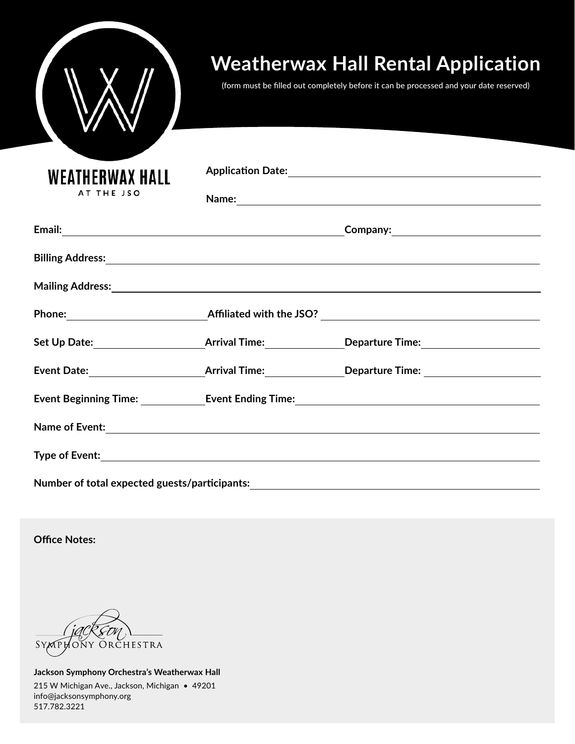# Weatherwax Hall Rental Application

(form must be filled out completely before it can be processed and your date reserved)

WEATHERWAX HALL
AT THE JSO

**Application Date:** ____________________

**Name:** ____________________

**Email:** ____________________ **Company:** ____________________

**Billing Address:** ____________________

**Mailing Address:** ____________________

**Phone:** ____________________ **Affiliated with the JSO?** ____________________

**Set Up Date:** ____________________ **Arrival Time:** ____________________ **Departure Time:** ____________________

**Event Date:** ____________________ **Arrival Time:** ____________________ **Departure Time:** ____________________

**Event Beginning Time:** ____________________ **Event Ending Time:** ____________________

**Name of Event:** ____________________

**Type of Event:** ____________________

**Number of total expected guests/participants:** ____________________

**Office Notes:**

Jackson Symphony Orchestra

**Jackson Symphony Orchestra's Weatherwax Hall**
215 W Michigan Ave., Jackson, Michigan • 49201
info@jacksonsymphony.org
517.782.3221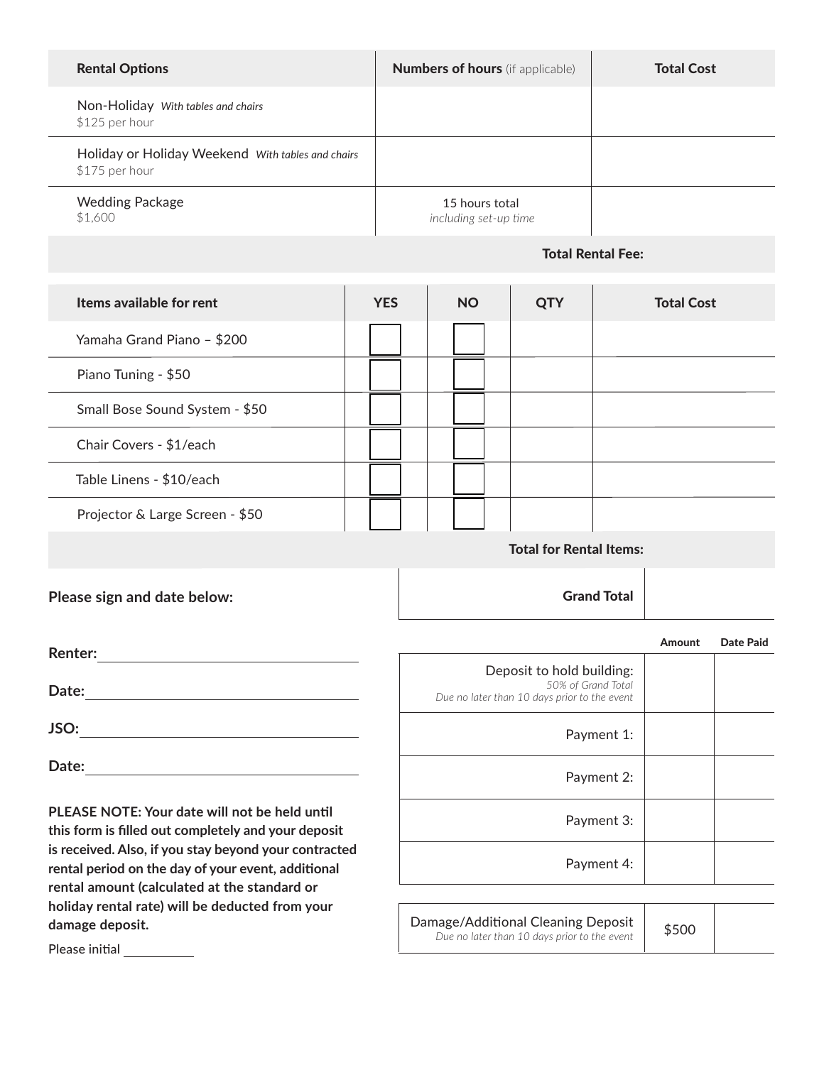| Rental Options | Numbers of hours (if applicable) | Total Cost |
|---|---|---|
| Non-Holiday *With tables and chairs* $125 per hour | | |
| Holiday or Holiday Weekend *With tables and chairs* $175 per hour | | |
| Wedding Package $1,600 | 15 hours total *including set-up time* | |
| | **Total Rental Fee:** | |

| Items available for rent | YES | NO | QTY | Total Cost |
|---|---|---|---|---|
| Yamaha Grand Piano – $200 | ☐ | ☐ | | |
| Piano Tuning - $50 | ☐ | ☐ | | |
| Small Bose Sound System - $50 | ☐ | ☐ | | |
| Chair Covers - $1/each | ☐ | ☐ | | |
| Table Linens - $10/each | ☐ | ☐ | | |
| Projector & Large Screen - $50 | ☐ | ☐ | | |
| | | | **Total for Rental Items:** | |

| | |
|---|---|
| **Grand Total** | |

| | Amount | Date Paid |
|---|---|---|
| Deposit to hold building: *50% of Grand Total* *Due no later than 10 days prior to the event* | | |
| Payment 1: | | |
| Payment 2: | | |
| Payment 3: | | |
| Payment 4: | | |

| | | |
|---|---|---|
| Damage/Additional Cleaning Deposit *Due no later than 10 days prior to the event* | $500 | |

**Please sign and date below:**

**Renter:** ______________________________

**Date:** ______________________________

**JSO:** ______________________________

**Date:** ______________________________

**PLEASE NOTE: Your date will not be held until this form is filled out completely and your deposit is received. Also, if you stay beyond your contracted rental period on the day of your event, additional rental amount (calculated at the standard or holiday rental rate) will be deducted from your damage deposit.**

Please initial __________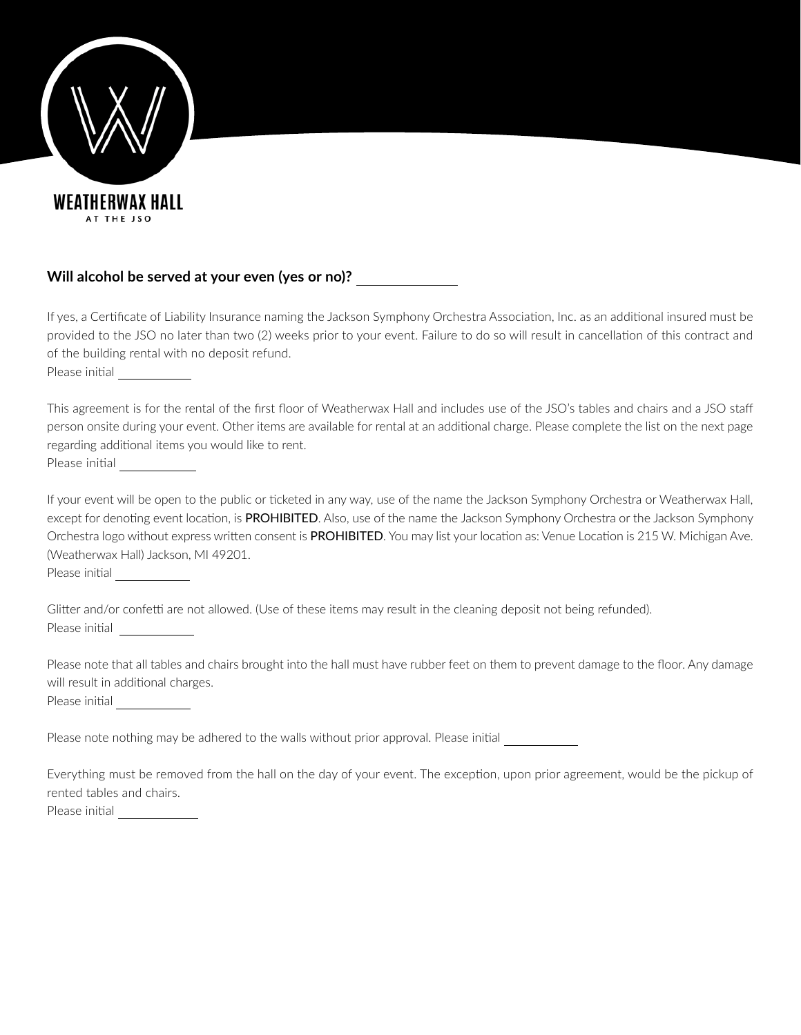WEATHERWAX HALL

AT THE JSO

**Will alcohol be served at your even (yes or no)?** ____________

If yes, a Certificate of Liability Insurance naming the Jackson Symphony Orchestra Association, Inc. as an additional insured must be provided to the JSO no later than two (2) weeks prior to your event. Failure to do so will result in cancellation of this contract and of the building rental with no deposit refund.
Please initial __________

This agreement is for the rental of the first floor of Weatherwax Hall and includes use of the JSO's tables and chairs and a JSO staff person onsite during your event. Other items are available for rental at an additional charge. Please complete the list on the next page regarding additional items you would like to rent.
Please initial __________

If your event will be open to the public or ticketed in any way, use of the name the Jackson Symphony Orchestra or Weatherwax Hall, except for denoting event location, is PROHIBITED. Also, use of the name the Jackson Symphony Orchestra or the Jackson Symphony Orchestra logo without express written consent is PROHIBITED. You may list your location as: Venue Location is 215 W. Michigan Ave. (Weatherwax Hall) Jackson, MI 49201.
Please initial __________

Glitter and/or confetti are not allowed. (Use of these items may result in the cleaning deposit not being refunded).
Please initial __________

Please note that all tables and chairs brought into the hall must have rubber feet on them to prevent damage to the floor. Any damage will result in additional charges.
Please initial __________

Please note nothing may be adhered to the walls without prior approval. Please initial __________

Everything must be removed from the hall on the day of your event. The exception, upon prior agreement, would be the pickup of rented tables and chairs.
Please initial __________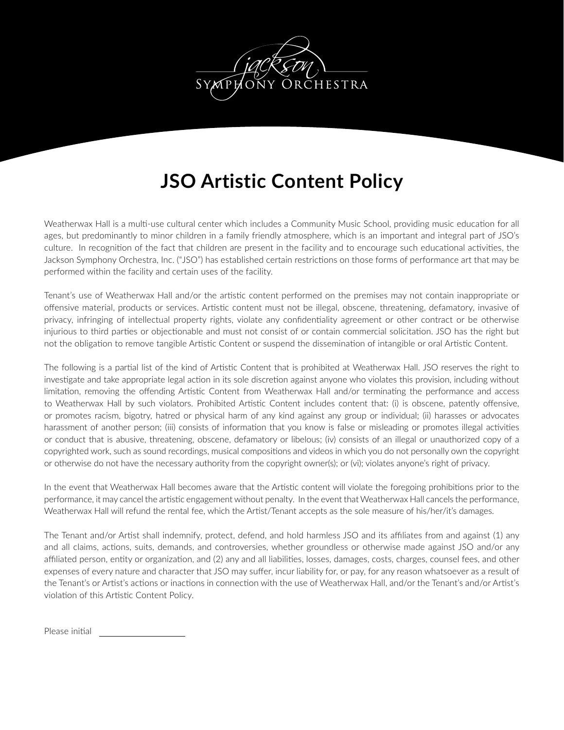# JSO Artistic Content Policy

Weatherwax Hall is a multi-use cultural center which includes a Community Music School, providing music education for all ages, but predominantly to minor children in a family friendly atmosphere, which is an important and integral part of JSO's culture. In recognition of the fact that children are present in the facility and to encourage such educational activities, the Jackson Symphony Orchestra, Inc. ("JSO") has established certain restrictions on those forms of performance art that may be performed within the facility and certain uses of the facility.

Tenant's use of Weatherwax Hall and/or the artistic content performed on the premises may not contain inappropriate or offensive material, products or services. Artistic content must not be illegal, obscene, threatening, defamatory, invasive of privacy, infringing of intellectual property rights, violate any confidentiality agreement or other contract or be otherwise injurious to third parties or objectionable and must not consist of or contain commercial solicitation. JSO has the right but not the obligation to remove tangible Artistic Content or suspend the dissemination of intangible or oral Artistic Content.

The following is a partial list of the kind of Artistic Content that is prohibited at Weatherwax Hall. JSO reserves the right to investigate and take appropriate legal action in its sole discretion against anyone who violates this provision, including without limitation, removing the offending Artistic Content from Weatherwax Hall and/or terminating the performance and access to Weatherwax Hall by such violators. Prohibited Artistic Content includes content that: (i) is obscene, patently offensive, or promotes racism, bigotry, hatred or physical harm of any kind against any group or individual; (ii) harasses or advocates harassment of another person; (iii) consists of information that you know is false or misleading or promotes illegal activities or conduct that is abusive, threatening, obscene, defamatory or libelous; (iv) consists of an illegal or unauthorized copy of a copyrighted work, such as sound recordings, musical compositions and videos in which you do not personally own the copyright or otherwise do not have the necessary authority from the copyright owner(s); or (vi); violates anyone's right of privacy.

In the event that Weatherwax Hall becomes aware that the Artistic content will violate the foregoing prohibitions prior to the performance, it may cancel the artistic engagement without penalty. In the event that Weatherwax Hall cancels the performance, Weatherwax Hall will refund the rental fee, which the Artist/Tenant accepts as the sole measure of his/her/it's damages.

The Tenant and/or Artist shall indemnify, protect, defend, and hold harmless JSO and its affiliates from and against (1) any and all claims, actions, suits, demands, and controversies, whether groundless or otherwise made against JSO and/or any affiliated person, entity or organization, and (2) any and all liabilities, losses, damages, costs, charges, counsel fees, and other expenses of every nature and character that JSO may suffer, incur liability for, or pay, for any reason whatsoever as a result of the Tenant's or Artist's actions or inactions in connection with the use of Weatherwax Hall, and/or the Tenant's and/or Artist's violation of this Artistic Content Policy.

Please initial ____________________